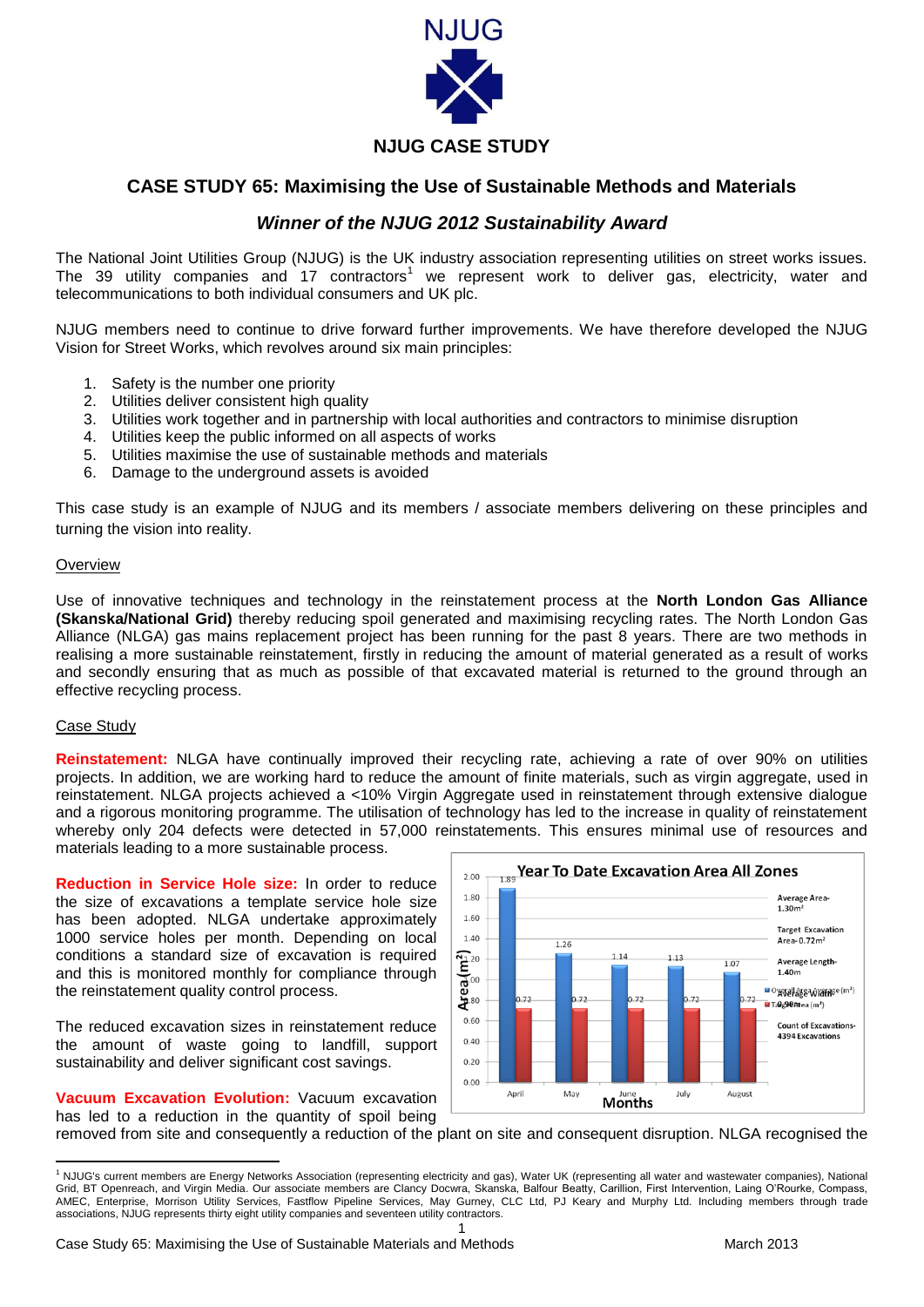NJUG

**NJUG CASE STUDY**

## CASE STUDY 65: Maximising the Use of Sustainable Methods and Materials

### *Winner of the NJUG 2012 Sustainability Award*

The National Joint Utilities Group (NJUG) is the UK industry association representing utilities on street works issues. The 39 utility companies and 17 contractors[1] we represent work to deliver gas, electricity, water and telecommunications to both individual consumers and UK plc.

NJUG members need to continue to drive forward further improvements. We have therefore developed the NJUG Vision for Street Works, which revolves around six main principles:

1. Safety is the number one priority
2. Utilities deliver consistent high quality
3. Utilities work together and in partnership with local authorities and contractors to minimise disruption
4. Utilities keep the public informed on all aspects of works
5. Utilities maximise the use of sustainable methods and materials
6. Damage to the underground assets is avoided

This case study is an example of NJUG and its members / associate members delivering on these principles and turning the vision into reality.

#### Overview

Use of innovative techniques and technology in the reinstatement process at the **North London Gas Alliance (Skanska/National Grid)** thereby reducing spoil generated and maximising recycling rates. The North London Gas Alliance (NLGA) gas mains replacement project has been running for the past 8 years. There are two methods in realising a more sustainable reinstatement, firstly in reducing the amount of material generated as a result of works and secondly ensuring that as much as possible of that excavated material is returned to the ground through an effective recycling process.

#### Case Study

**Reinstatement:** NLGA have continually improved their recycling rate, achieving a rate of over 90% on utilities projects. In addition, we are working hard to reduce the amount of finite materials, such as virgin aggregate, used in reinstatement. NLGA projects achieved a <10% Virgin Aggregate used in reinstatement through extensive dialogue and a rigorous monitoring programme. The utilisation of technology has led to the increase in quality of reinstatement whereby only 204 defects were detected in 57,000 reinstatements. This ensures minimal use of resources and materials leading to a more sustainable process.

**Reduction in Service Hole size:** In order to reduce the size of excavations a template service hole size has been adopted. NLGA undertake approximately 1000 service holes per month. Depending on local conditions a standard size of excavation is required and this is monitored monthly for compliance through the reinstatement quality control process.

The reduced excavation sizes in reinstatement reduce the amount of waste going to landfill, support sustainability and deliver significant cost savings.

**Year To Date Excavation Area All Zones**

| Months | Overall Area Average ($m^2$) | Target Area ($m^2$) |
|---|---|---|
| April | 1.89 | 0.72 |
| May | 1.26 | 0.72 |
| June | 1.14 | 0.72 |
| July | 1.13 | 0.72 |
| August | 1.07 | 0.72 |

Average Area- $1.30m^2$
Target Excavation Area- $0.72m^2$
Average Length- 1.40m
Average Width- 0.90m
Count of Excavations- 4394 Excavations

**Vacuum Excavation Evolution:** Vacuum excavation has led to a reduction in the quantity of spoil being removed from site and consequently a reduction of the plant on site and consequent disruption. NLGA recognised the

[1] NJUG's current members are Energy Networks Association (representing electricity and gas), Water UK (representing all water and wastewater companies), National Grid, BT Openreach, and Virgin Media. Our associate members are Clancy Docwra, Skanska, Balfour Beatty, Carillion, First Intervention, Laing O'Rourke, Compass, AMEC, Enterprise, Morrison Utility Services, Fastflow Pipeline Services, May Gurney, CLC Ltd, PJ Keary and Murphy Ltd. Including members through trade associations, NJUG represents thirty eight utility companies and seventeen utility contractors.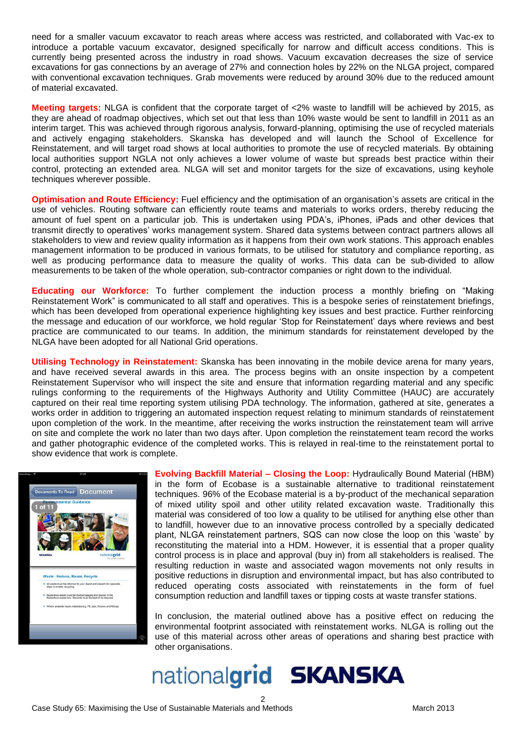need for a smaller vacuum excavator to reach areas where access was restricted, and collaborated with Vac-ex to introduce a portable vacuum excavator, designed specifically for narrow and difficult access conditions. This is currently being presented across the industry in road shows. Vacuum excavation decreases the size of service excavations for gas connections by an average of 27% and connection holes by 22% on the NLGA project, compared with conventional excavation techniques. Grab movements were reduced by around 30% due to the reduced amount of material excavated.

**Meeting targets:** NLGA is confident that the corporate target of <2% waste to landfill will be achieved by 2015, as they are ahead of roadmap objectives, which set out that less than 10% waste would be sent to landfill in 2011 as an interim target. This was achieved through rigorous analysis, forward-planning, optimising the use of recycled materials and actively engaging stakeholders. Skanska has developed and will launch the School of Excellence for Reinstatement, and will target road shows at local authorities to promote the use of recycled materials. By obtaining local authorities support NGLA not only achieves a lower volume of waste but spreads best practice within their control, protecting an extended area. NLGA will set and monitor targets for the size of excavations, using keyhole techniques wherever possible.

**Optimisation and Route Efficiency:** Fuel efficiency and the optimisation of an organisation's assets are critical in the use of vehicles. Routing software can efficiently route teams and materials to works orders, thereby reducing the amount of fuel spent on a particular job. This is undertaken using PDA's, iPhones, iPads and other devices that transmit directly to operatives' works management system. Shared data systems between contract partners allows all stakeholders to view and review quality information as it happens from their own work stations. This approach enables management information to be produced in various formats, to be utilised for statutory and compliance reporting, as well as producing performance data to measure the quality of works. This data can be sub-divided to allow measurements to be taken of the whole operation, sub-contractor companies or right down to the individual.

**Educating our Workforce:** To further complement the induction process a monthly briefing on "Making Reinstatement Work" is communicated to all staff and operatives. This is a bespoke series of reinstatement briefings, which has been developed from operational experience highlighting key issues and best practice. Further reinforcing the message and education of our workforce, we hold regular 'Stop for Reinstatement' days where reviews and best practice are communicated to our teams. In addition, the minimum standards for reinstatement developed by the NLGA have been adopted for all National Grid operations.

**Utilising Technology in Reinstatement:** Skanska has been innovating in the mobile device arena for many years, and have received several awards in this area. The process begins with an onsite inspection by a competent Reinstatement Supervisor who will inspect the site and ensure that information regarding material and any specific rulings conforming to the requirements of the Highways Authority and Utility Committee (HAUC) are accurately captured on their real time reporting system utilising PDA technology. The information, gathered at site, generates a works order in addition to triggering an automated inspection request relating to minimum standards of reinstatement upon completion of the work. In the meantime, after receiving the works instruction the reinstatement team will arrive on site and complete the work no later than two days after. Upon completion the reinstatement team record the works and gather photographic evidence of the completed works. This is relayed in real-time to the reinstatement portal to show evidence that work is complete.

**Evolving Backfill Material – Closing the Loop:** Hydraulically Bound Material (HBM) in the form of Ecobase is a sustainable alternative to traditional reinstatement techniques. 96% of the Ecobase material is a by-product of the mechanical separation of mixed utility spoil and other utility related excavation waste. Traditionally this material was considered of too low a quality to be utilised for anything else other than to landfill, however due to an innovative process controlled by a specially dedicated plant, NLGA reinstatement partners, SQS can now close the loop on this 'waste' by reconstituting the material into a HDM. However, it is essential that a proper quality control process is in place and approval (buy in) from all stakeholders is realised. The resulting reduction in waste and associated wagon movements not only results in positive reductions in disruption and environmental impact, but has also contributed to reduced operating costs associated with reinstatements in the form of fuel consumption reduction and landfill taxes or tipping costs at waste transfer stations.

In conclusion, the material outlined above has a positive effect on reducing the environmental footprint associated with reinstatement works. NLGA is rolling out the use of this material across other areas of operations and sharing best practice with other organisations.

nationalgrid SKANSKA

Case Study 65: Maximising the Use of Sustainable Materials and Methods — March 2013